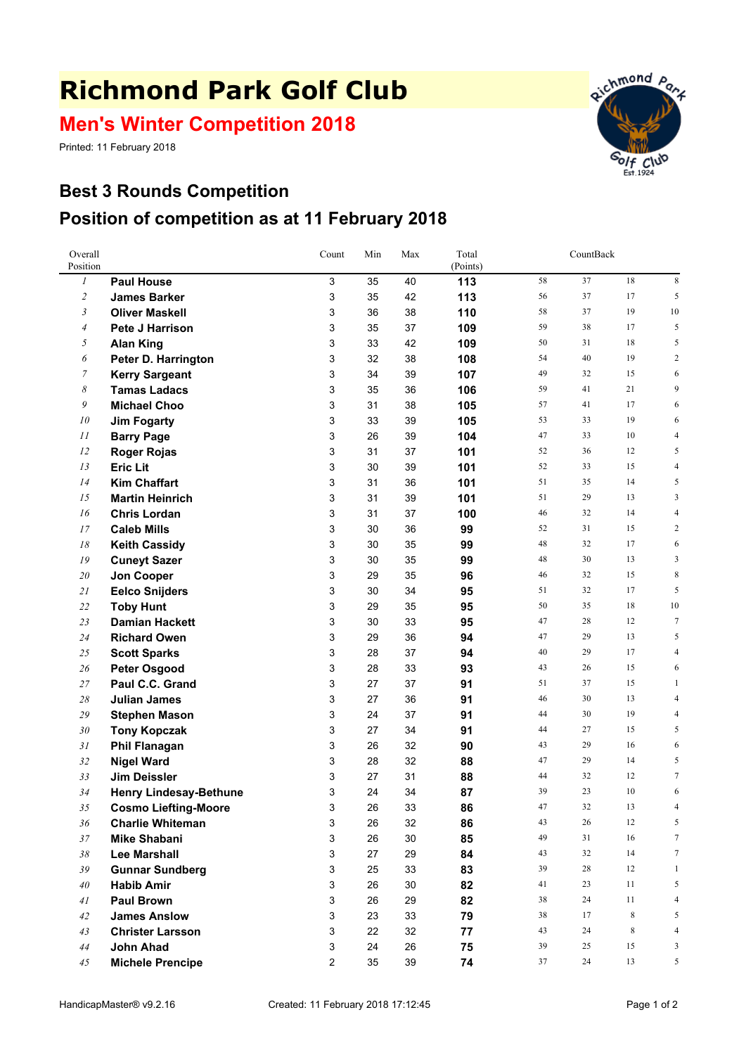# Richmond Park Golf Club

## Men's Winter Competition 2018

Printed: 11 February 2018

## Best 3 Rounds Competition

## Position of competition as at 11 February 2018

| Overall Position | | Count | Min | Max | Total (Points) | CountBack | | | |
|---|---|---|---|---|---|---|---|---|---|
| 1 | **Paul House** | 3 | 35 | 40 | **113** | 58 | 37 | 18 | 8 |
| 2 | **James Barker** | 3 | 35 | 42 | **113** | 56 | 37 | 17 | 5 |
| 3 | **Oliver Maskell** | 3 | 36 | 38 | **110** | 58 | 37 | 19 | 10 |
| 4 | **Pete J Harrison** | 3 | 35 | 37 | **109** | 59 | 38 | 17 | 5 |
| 5 | **Alan King** | 3 | 33 | 42 | **109** | 50 | 31 | 18 | 5 |
| 6 | **Peter D. Harrington** | 3 | 32 | 38 | **108** | 54 | 40 | 19 | 2 |
| 7 | **Kerry Sargeant** | 3 | 34 | 39 | **107** | 49 | 32 | 15 | 6 |
| 8 | **Tamas Ladacs** | 3 | 35 | 36 | **106** | 59 | 41 | 21 | 9 |
| 9 | **Michael Choo** | 3 | 31 | 38 | **105** | 57 | 41 | 17 | 6 |
| 10 | **Jim Fogarty** | 3 | 33 | 39 | **105** | 53 | 33 | 19 | 6 |
| 11 | **Barry Page** | 3 | 26 | 39 | **104** | 47 | 33 | 10 | 4 |
| 12 | **Roger Rojas** | 3 | 31 | 37 | **101** | 52 | 36 | 12 | 5 |
| 13 | **Eric Lit** | 3 | 30 | 39 | **101** | 52 | 33 | 15 | 4 |
| 14 | **Kim Chaffart** | 3 | 31 | 36 | **101** | 51 | 35 | 14 | 5 |
| 15 | **Martin Heinrich** | 3 | 31 | 39 | **101** | 51 | 29 | 13 | 3 |
| 16 | **Chris Lordan** | 3 | 31 | 37 | **100** | 46 | 32 | 14 | 4 |
| 17 | **Caleb Mills** | 3 | 30 | 36 | **99** | 52 | 31 | 15 | 2 |
| 18 | **Keith Cassidy** | 3 | 30 | 35 | **99** | 48 | 32 | 17 | 6 |
| 19 | **Cuneyt Sazer** | 3 | 30 | 35 | **99** | 48 | 30 | 13 | 3 |
| 20 | **Jon Cooper** | 3 | 29 | 35 | **96** | 46 | 32 | 15 | 8 |
| 21 | **Eelco Snijders** | 3 | 30 | 34 | **95** | 51 | 32 | 17 | 5 |
| 22 | **Toby Hunt** | 3 | 29 | 35 | **95** | 50 | 35 | 18 | 10 |
| 23 | **Damian Hackett** | 3 | 30 | 33 | **95** | 47 | 28 | 12 | 7 |
| 24 | **Richard Owen** | 3 | 29 | 36 | **94** | 47 | 29 | 13 | 5 |
| 25 | **Scott Sparks** | 3 | 28 | 37 | **94** | 40 | 29 | 17 | 4 |
| 26 | **Peter Osgood** | 3 | 28 | 33 | **93** | 43 | 26 | 15 | 6 |
| 27 | **Paul C.C. Grand** | 3 | 27 | 37 | **91** | 51 | 37 | 15 | 1 |
| 28 | **Julian James** | 3 | 27 | 36 | **91** | 46 | 30 | 13 | 4 |
| 29 | **Stephen Mason** | 3 | 24 | 37 | **91** | 44 | 30 | 19 | 4 |
| 30 | **Tony Kopczak** | 3 | 27 | 34 | **91** | 44 | 27 | 15 | 5 |
| 31 | **Phil Flanagan** | 3 | 26 | 32 | **90** | 43 | 29 | 16 | 6 |
| 32 | **Nigel Ward** | 3 | 28 | 32 | **88** | 47 | 29 | 14 | 5 |
| 33 | **Jim Deissler** | 3 | 27 | 31 | **88** | 44 | 32 | 12 | 7 |
| 34 | **Henry Lindesay-Bethune** | 3 | 24 | 34 | **87** | 39 | 23 | 10 | 6 |
| 35 | **Cosmo Liefting-Moore** | 3 | 26 | 33 | **86** | 47 | 32 | 13 | 4 |
| 36 | **Charlie Whiteman** | 3 | 26 | 32 | **86** | 43 | 26 | 12 | 5 |
| 37 | **Mike Shabani** | 3 | 26 | 30 | **85** | 49 | 31 | 16 | 7 |
| 38 | **Lee Marshall** | 3 | 27 | 29 | **84** | 43 | 32 | 14 | 7 |
| 39 | **Gunnar Sundberg** | 3 | 25 | 33 | **83** | 39 | 28 | 12 | 1 |
| 40 | **Habib Amir** | 3 | 26 | 30 | **82** | 41 | 23 | 11 | 5 |
| 41 | **Paul Brown** | 3 | 26 | 29 | **82** | 38 | 24 | 11 | 4 |
| 42 | **James Anslow** | 3 | 23 | 33 | **79** | 38 | 17 | 8 | 5 |
| 43 | **Christer Larsson** | 3 | 22 | 32 | **77** | 43 | 24 | 8 | 4 |
| 44 | **John Ahad** | 3 | 24 | 26 | **75** | 39 | 25 | 15 | 3 |
| 45 | **Michele Prencipe** | 2 | 35 | 39 | **74** | 37 | 24 | 13 | 5 |

HandicapMaster® v9.2.16 Created: 11 February 2018 17:12:45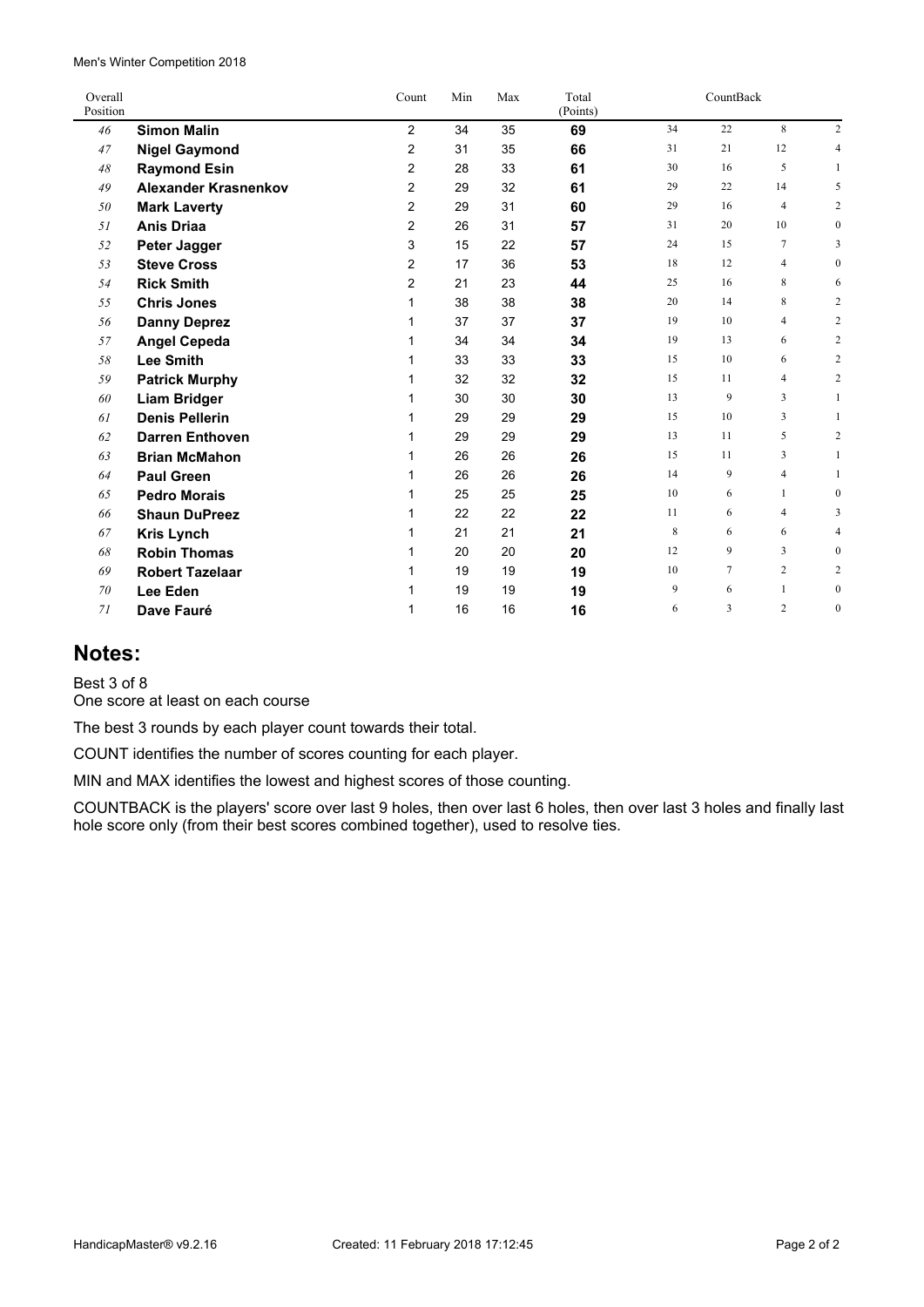Men's Winter Competition 2018

| Overall Position | | Count | Min | Max | Total (Points) | CountBack | | | |
|---|---|---|---|---|---|---|---|---|---|
| 46 | **Simon Malin** | 2 | 34 | 35 | **69** | 34 | 22 | 8 | 2 |
| 47 | **Nigel Gaymond** | 2 | 31 | 35 | **66** | 31 | 21 | 12 | 4 |
| 48 | **Raymond Esin** | 2 | 28 | 33 | **61** | 30 | 16 | 5 | 1 |
| 49 | **Alexander Krasnenkov** | 2 | 29 | 32 | **61** | 29 | 22 | 14 | 5 |
| 50 | **Mark Laverty** | 2 | 29 | 31 | **60** | 29 | 16 | 4 | 2 |
| 51 | **Anis Driaa** | 2 | 26 | 31 | **57** | 31 | 20 | 10 | 0 |
| 52 | **Peter Jagger** | 3 | 15 | 22 | **57** | 24 | 15 | 7 | 3 |
| 53 | **Steve Cross** | 2 | 17 | 36 | **53** | 18 | 12 | 4 | 0 |
| 54 | **Rick Smith** | 2 | 21 | 23 | **44** | 25 | 16 | 8 | 6 |
| 55 | **Chris Jones** | 1 | 38 | 38 | **38** | 20 | 14 | 8 | 2 |
| 56 | **Danny Deprez** | 1 | 37 | 37 | **37** | 19 | 10 | 4 | 2 |
| 57 | **Angel Cepeda** | 1 | 34 | 34 | **34** | 19 | 13 | 6 | 2 |
| 58 | **Lee Smith** | 1 | 33 | 33 | **33** | 15 | 10 | 6 | 2 |
| 59 | **Patrick Murphy** | 1 | 32 | 32 | **32** | 15 | 11 | 4 | 2 |
| 60 | **Liam Bridger** | 1 | 30 | 30 | **30** | 13 | 9 | 3 | 1 |
| 61 | **Denis Pellerin** | 1 | 29 | 29 | **29** | 15 | 10 | 3 | 1 |
| 62 | **Darren Enthoven** | 1 | 29 | 29 | **29** | 13 | 11 | 5 | 2 |
| 63 | **Brian McMahon** | 1 | 26 | 26 | **26** | 15 | 11 | 3 | 1 |
| 64 | **Paul Green** | 1 | 26 | 26 | **26** | 14 | 9 | 4 | 1 |
| 65 | **Pedro Morais** | 1 | 25 | 25 | **25** | 10 | 6 | 1 | 0 |
| 66 | **Shaun DuPreez** | 1 | 22 | 22 | **22** | 11 | 6 | 4 | 3 |
| 67 | **Kris Lynch** | 1 | 21 | 21 | **21** | 8 | 6 | 6 | 4 |
| 68 | **Robin Thomas** | 1 | 20 | 20 | **20** | 12 | 9 | 3 | 0 |
| 69 | **Robert Tazelaar** | 1 | 19 | 19 | **19** | 10 | 7 | 2 | 2 |
| 70 | **Lee Eden** | 1 | 19 | 19 | **19** | 9 | 6 | 1 | 0 |
| 71 | **Dave Fauré** | 1 | 16 | 16 | **16** | 6 | 3 | 2 | 0 |

## Notes:

Best 3 of 8
One score at least on each course

The best 3 rounds by each player count towards their total.

COUNT identifies the number of scores counting for each player.

MIN and MAX identifies the lowest and highest scores of those counting.

COUNTBACK is the players' score over last 9 holes, then over last 6 holes, then over last 3 holes and finally last hole score only (from their best scores combined together), used to resolve ties.

HandicapMaster® v9.2.16 Created: 11 February 2018 17:12:45